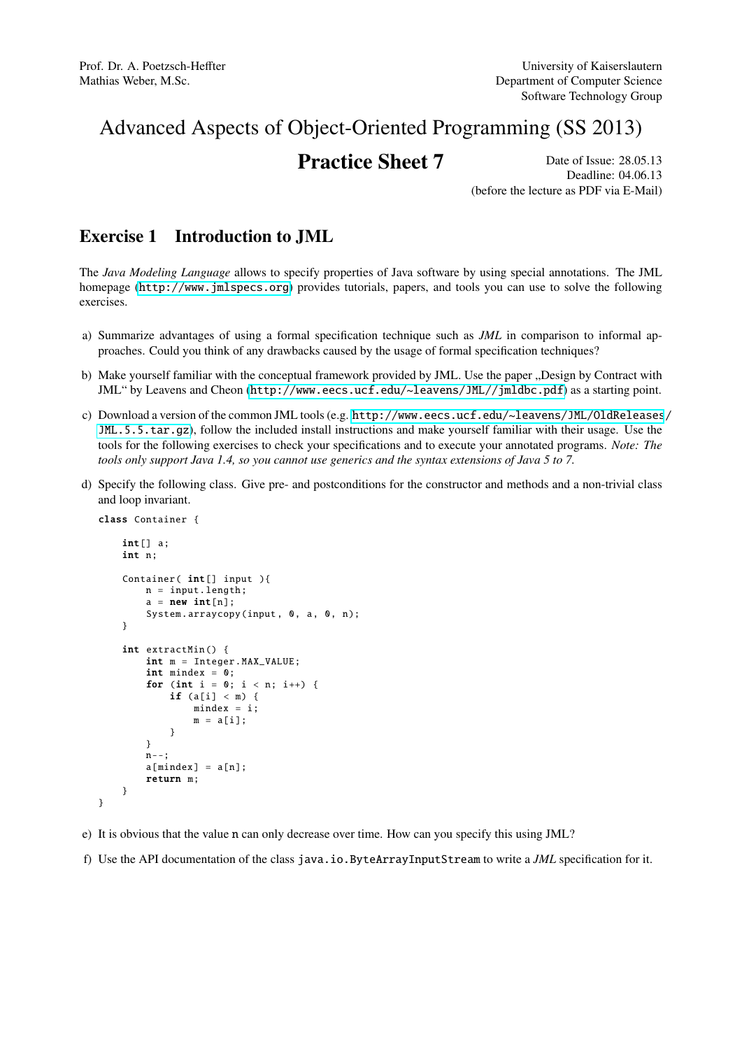Prof. Dr. A. Poetzsch-Heffter
Mathias Weber, M.Sc.

University of Kaiserslautern
Department of Computer Science
Software Technology Group

# Advanced Aspects of Object-Oriented Programming (SS 2013)

## Practice Sheet 7

Date of Issue: 28.05.13
Deadline: 04.06.13
(before the lecture as PDF via E-Mail)

## Exercise 1 Introduction to JML

The *Java Modeling Language* allows to specify properties of Java software by using special annotations. The JML homepage (http://www.jmlspecs.org) provides tutorials, papers, and tools you can use to solve the following exercises.

a) Summarize advantages of using a formal specification technique such as *JML* in comparison to informal approaches. Could you think of any drawbacks caused by the usage of formal specification techniques?

b) Make yourself familiar with the conceptual framework provided by JML. Use the paper „Design by Contract with JML" by Leavens and Cheon (http://www.eecs.ucf.edu/~leavens/JML//jmldbc.pdf) as a starting point.

c) Download a version of the common JML tools (e.g. http://www.eecs.ucf.edu/~leavens/JML/OldReleases/JML.5.5.tar.gz), follow the included install instructions and make yourself familiar with their usage. Use the tools for the following exercises to check your specifications and to execute your annotated programs. *Note: The tools only support Java 1.4, so you cannot use generics and the syntax extensions of Java 5 to 7.*

d) Specify the following class. Give pre- and postconditions for the constructor and methods and a non-trivial class and loop invariant.

```
class Container {

    int[] a;
    int n;

    Container( int[] input ){
        n = input.length;
        a = new int[n];
        System.arraycopy(input, 0, a, 0, n);
    }

    int extractMin() {
        int m = Integer.MAX_VALUE;
        int mindex = 0;
        for (int i = 0; i < n; i++) {
            if (a[i] < m) {
                mindex = i;
                m = a[i];
            }
        }
        n--;
        a[mindex] = a[n];
        return m;
    }
}
```

e) It is obvious that the value `n` can only decrease over time. How can you specify this using JML?

f) Use the API documentation of the class `java.io.ByteArrayInputStream` to write a *JML* specification for it.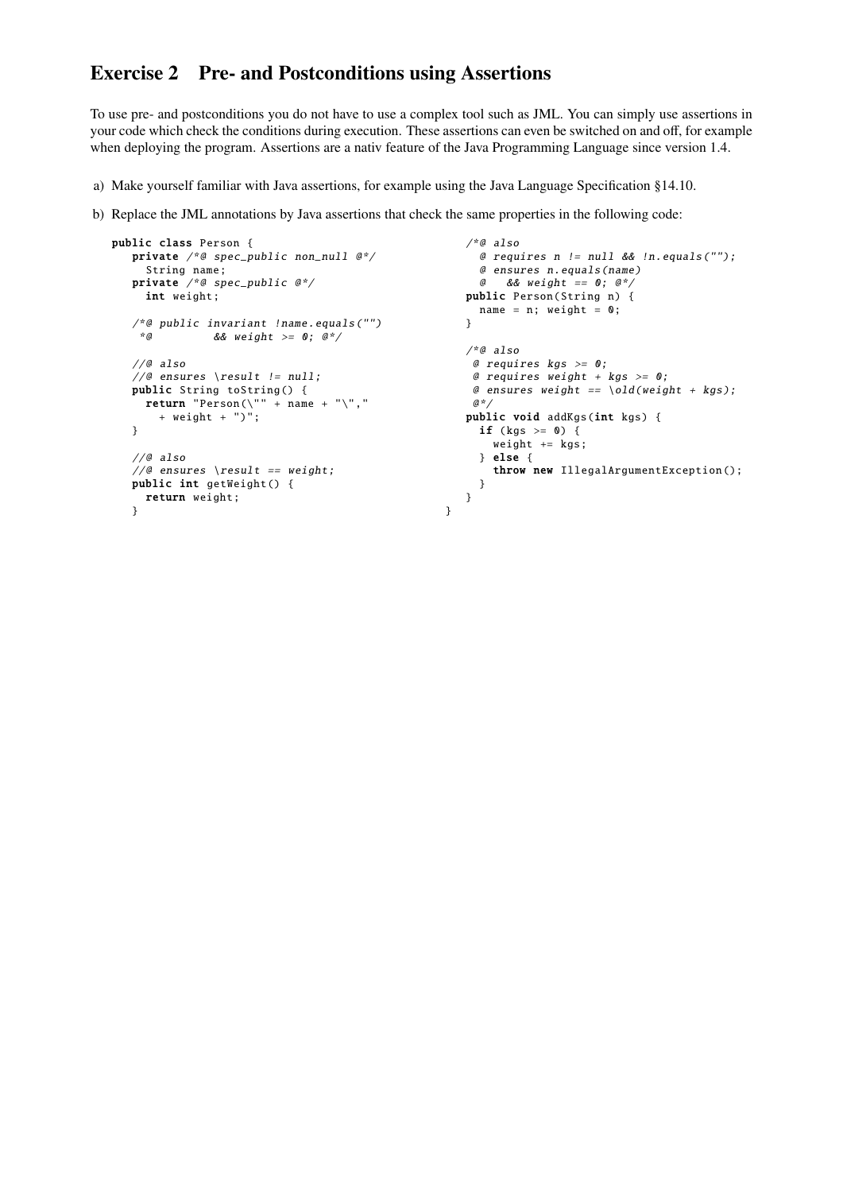## Exercise 2 Pre- and Postconditions using Assertions

To use pre- and postconditions you do not have to use a complex tool such as JML. You can simply use assertions in your code which check the conditions during execution. These assertions can even be switched on and off, for example when deploying the program. Assertions are a nativ feature of the Java Programming Language since version 1.4.

a) Make yourself familiar with Java assertions, for example using the Java Language Specification §14.10.

b) Replace the JML annotations by Java assertions that check the same properties in the following code:

```java
public class Person {
   private /*@ spec_public non_null @*/
     String name;
   private /*@ spec_public @*/
     int weight;

   /*@ public invariant !name.equals("")
    *@          && weight >= 0; @*/

   //@ also
   //@ ensures \result != null;
   public String toString() {
     return "Person(\"" + name + "\","
       + weight + ")";
   }

   //@ also
   //@ ensures \result == weight;
   public int getWeight() {
     return weight;
   }

   /*@ also
     @ requires n != null && !n.equals("");
     @ ensures n.equals(name)
     @   && weight == 0; @*/
   public Person(String n) {
     name = n; weight = 0;
   }

   /*@ also
    @ requires kgs >= 0;
    @ requires weight + kgs >= 0;
    @ ensures weight == \old(weight + kgs);
    @*/
   public void addKgs(int kgs) {
     if (kgs >= 0) {
       weight += kgs;
     } else {
       throw new IllegalArgumentException();
     }
   }
}
```